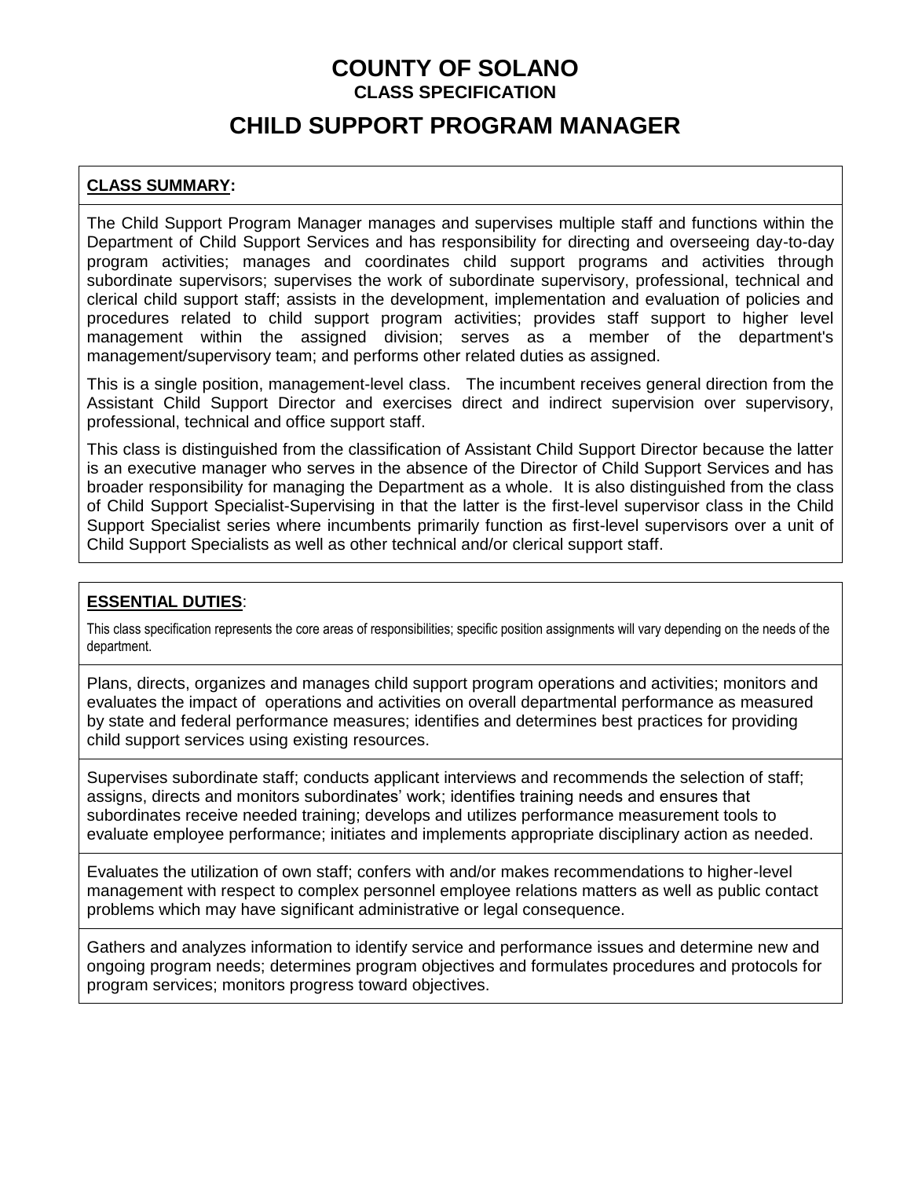# COUNTY OF SOLANO

**CLASS SPECIFICATION**

# CHILD SUPPORT PROGRAM MANAGER

## CLASS SUMMARY:

The Child Support Program Manager manages and supervises multiple staff and functions within the Department of Child Support Services and has responsibility for directing and overseeing day-to-day program activities; manages and coordinates child support programs and activities through subordinate supervisors; supervises the work of subordinate supervisory, professional, technical and clerical child support staff; assists in the development, implementation and evaluation of policies and procedures related to child support program activities; provides staff support to higher level management within the assigned division; serves as a member of the department's management/supervisory team; and performs other related duties as assigned.

This is a single position, management-level class. The incumbent receives general direction from the Assistant Child Support Director and exercises direct and indirect supervision over supervisory, professional, technical and office support staff.

This class is distinguished from the classification of Assistant Child Support Director because the latter is an executive manager who serves in the absence of the Director of Child Support Services and has broader responsibility for managing the Department as a whole. It is also distinguished from the class of Child Support Specialist-Supervising in that the latter is the first-level supervisor class in the Child Support Specialist series where incumbents primarily function as first-level supervisors over a unit of Child Support Specialists as well as other technical and/or clerical support staff.

## ESSENTIAL DUTIES:

This class specification represents the core areas of responsibilities; specific position assignments will vary depending on the needs of the department.

Plans, directs, organizes and manages child support program operations and activities; monitors and evaluates the impact of operations and activities on overall departmental performance as measured by state and federal performance measures; identifies and determines best practices for providing child support services using existing resources.

Supervises subordinate staff; conducts applicant interviews and recommends the selection of staff; assigns, directs and monitors subordinates' work; identifies training needs and ensures that subordinates receive needed training; develops and utilizes performance measurement tools to evaluate employee performance; initiates and implements appropriate disciplinary action as needed.

Evaluates the utilization of own staff; confers with and/or makes recommendations to higher-level management with respect to complex personnel employee relations matters as well as public contact problems which may have significant administrative or legal consequence.

Gathers and analyzes information to identify service and performance issues and determine new and ongoing program needs; determines program objectives and formulates procedures and protocols for program services; monitors progress toward objectives.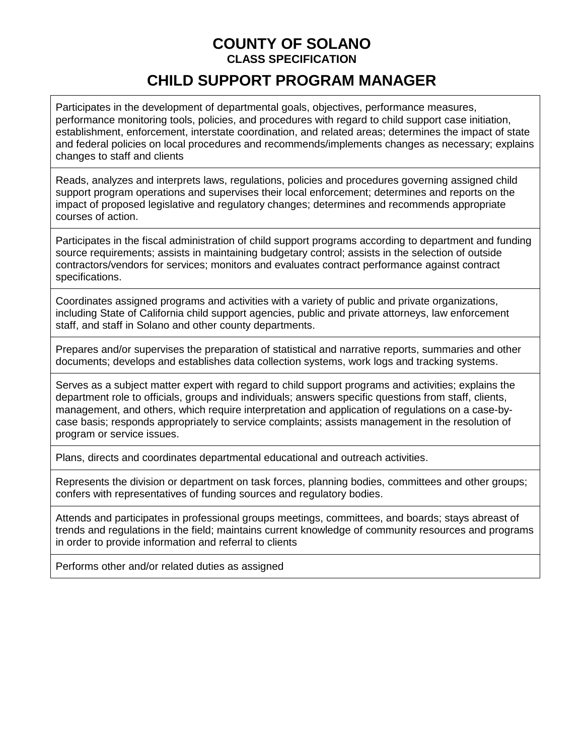# COUNTY OF SOLANO

**CLASS SPECIFICATION**

## CHILD SUPPORT PROGRAM MANAGER

| |
|---|
| Participates in the development of departmental goals, objectives, performance measures, performance monitoring tools, policies, and procedures with regard to child support case initiation, establishment, enforcement, interstate coordination, and related areas; determines the impact of state and federal policies on local procedures and recommends/implements changes as necessary; explains changes to staff and clients |
| Reads, analyzes and interprets laws, regulations, policies and procedures governing assigned child support program operations and supervises their local enforcement; determines and reports on the impact of proposed legislative and regulatory changes; determines and recommends appropriate courses of action. |
| Participates in the fiscal administration of child support programs according to department and funding source requirements; assists in maintaining budgetary control; assists in the selection of outside contractors/vendors for services; monitors and evaluates contract performance against contract specifications. |
| Coordinates assigned programs and activities with a variety of public and private organizations, including State of California child support agencies, public and private attorneys, law enforcement staff, and staff in Solano and other county departments. |
| Prepares and/or supervises the preparation of statistical and narrative reports, summaries and other documents; develops and establishes data collection systems, work logs and tracking systems. |
| Serves as a subject matter expert with regard to child support programs and activities; explains the department role to officials, groups and individuals; answers specific questions from staff, clients, management, and others, which require interpretation and application of regulations on a case-by-case basis; responds appropriately to service complaints; assists management in the resolution of program or service issues. |
| Plans, directs and coordinates departmental educational and outreach activities. |
| Represents the division or department on task forces, planning bodies, committees and other groups; confers with representatives of funding sources and regulatory bodies. |
| Attends and participates in professional groups meetings, committees, and boards; stays abreast of trends and regulations in the field; maintains current knowledge of community resources and programs in order to provide information and referral to clients |
| Performs other and/or related duties as assigned |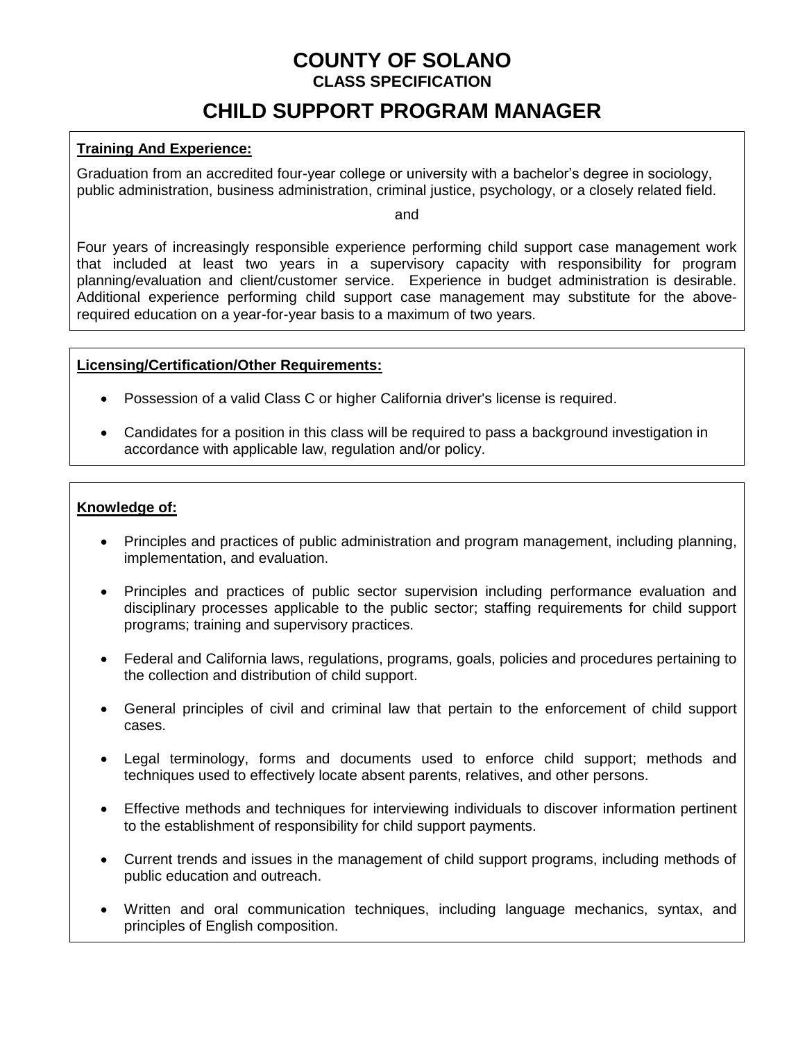# COUNTY OF SOLANO

**CLASS SPECIFICATION**

## CHILD SUPPORT PROGRAM MANAGER

**Training And Experience:**

Graduation from an accredited four-year college or university with a bachelor's degree in sociology, public administration, business administration, criminal justice, psychology, or a closely related field.

and

Four years of increasingly responsible experience performing child support case management work that included at least two years in a supervisory capacity with responsibility for program planning/evaluation and client/customer service. Experience in budget administration is desirable. Additional experience performing child support case management may substitute for the above-required education on a year-for-year basis to a maximum of two years.

**Licensing/Certification/Other Requirements:**

- Possession of a valid Class C or higher California driver's license is required.
- Candidates for a position in this class will be required to pass a background investigation in accordance with applicable law, regulation and/or policy.

**Knowledge of:**

- Principles and practices of public administration and program management, including planning, implementation, and evaluation.
- Principles and practices of public sector supervision including performance evaluation and disciplinary processes applicable to the public sector; staffing requirements for child support programs; training and supervisory practices.
- Federal and California laws, regulations, programs, goals, policies and procedures pertaining to the collection and distribution of child support.
- General principles of civil and criminal law that pertain to the enforcement of child support cases.
- Legal terminology, forms and documents used to enforce child support; methods and techniques used to effectively locate absent parents, relatives, and other persons.
- Effective methods and techniques for interviewing individuals to discover information pertinent to the establishment of responsibility for child support payments.
- Current trends and issues in the management of child support programs, including methods of public education and outreach.
- Written and oral communication techniques, including language mechanics, syntax, and principles of English composition.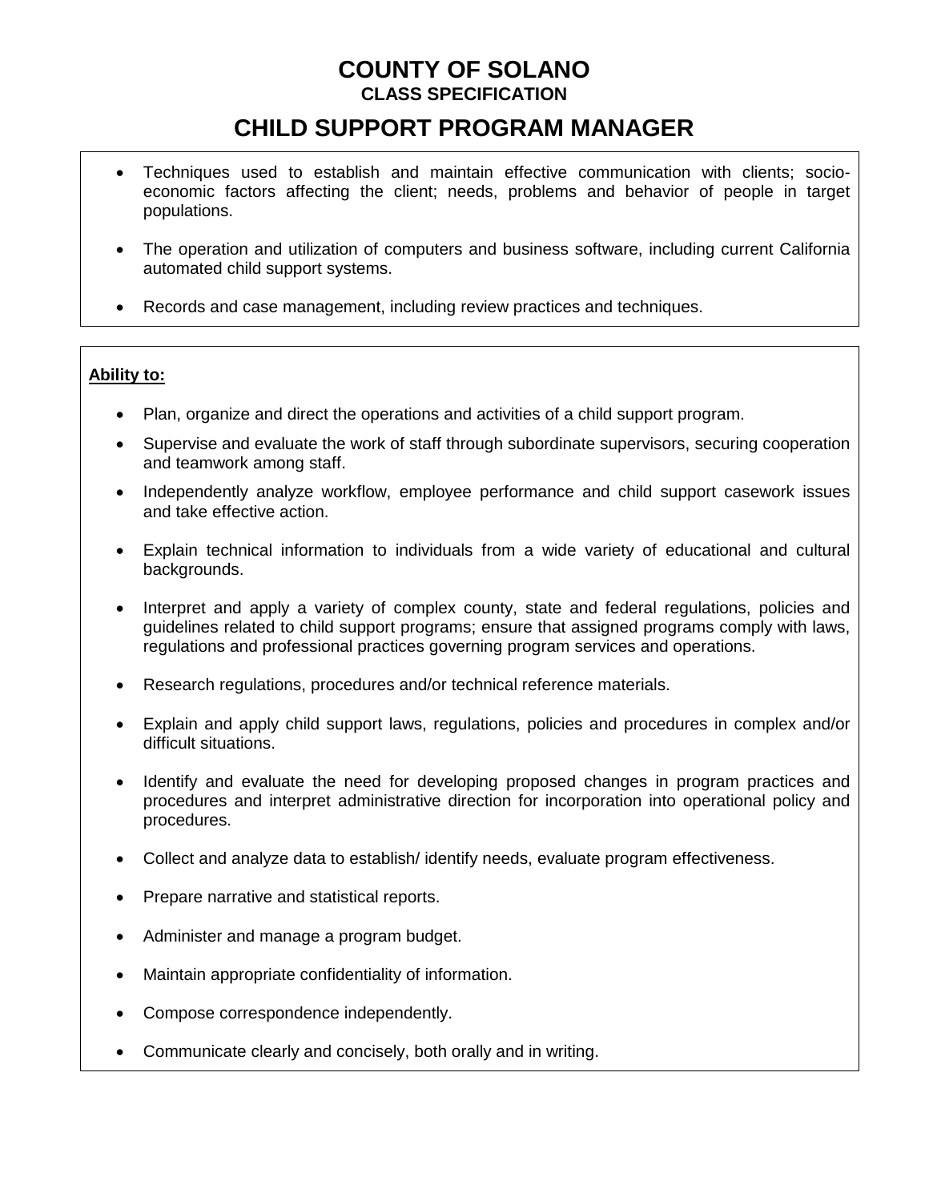# COUNTY OF SOLANO
**CLASS SPECIFICATION**

## CHILD SUPPORT PROGRAM MANAGER

- Techniques used to establish and maintain effective communication with clients; socio-economic factors affecting the client; needs, problems and behavior of people in target populations.
- The operation and utilization of computers and business software, including current California automated child support systems.
- Records and case management, including review practices and techniques.

**Ability to:**

- Plan, organize and direct the operations and activities of a child support program.
- Supervise and evaluate the work of staff through subordinate supervisors, securing cooperation and teamwork among staff.
- Independently analyze workflow, employee performance and child support casework issues and take effective action.
- Explain technical information to individuals from a wide variety of educational and cultural backgrounds.
- Interpret and apply a variety of complex county, state and federal regulations, policies and guidelines related to child support programs; ensure that assigned programs comply with laws, regulations and professional practices governing program services and operations.
- Research regulations, procedures and/or technical reference materials.
- Explain and apply child support laws, regulations, policies and procedures in complex and/or difficult situations.
- Identify and evaluate the need for developing proposed changes in program practices and procedures and interpret administrative direction for incorporation into operational policy and procedures.
- Collect and analyze data to establish/ identify needs, evaluate program effectiveness.
- Prepare narrative and statistical reports.
- Administer and manage a program budget.
- Maintain appropriate confidentiality of information.
- Compose correspondence independently.
- Communicate clearly and concisely, both orally and in writing.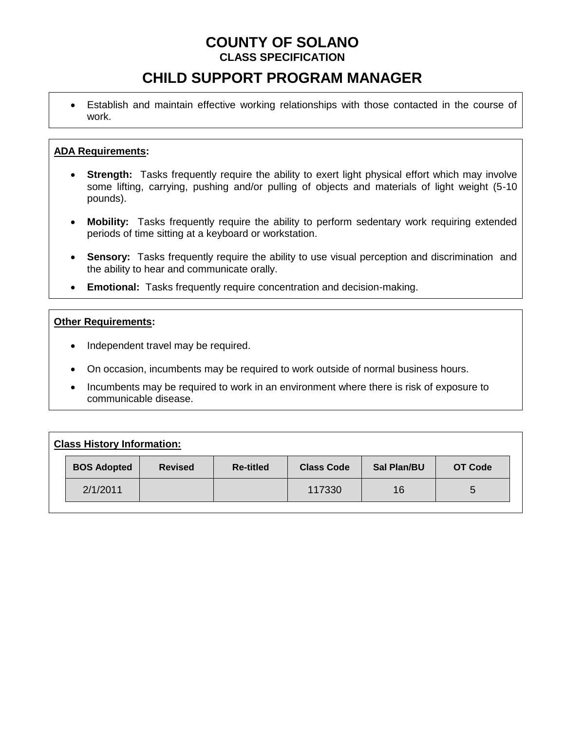# COUNTY OF SOLANO
**CLASS SPECIFICATION**

# CHILD SUPPORT PROGRAM MANAGER

- Establish and maintain effective working relationships with those contacted in the course of work.

**ADA Requirements:**

- **Strength:** Tasks frequently require the ability to exert light physical effort which may involve some lifting, carrying, pushing and/or pulling of objects and materials of light weight (5-10 pounds).
- **Mobility:** Tasks frequently require the ability to perform sedentary work requiring extended periods of time sitting at a keyboard or workstation.
- **Sensory:** Tasks frequently require the ability to use visual perception and discrimination and the ability to hear and communicate orally.
- **Emotional:** Tasks frequently require concentration and decision-making.

**Other Requirements:**

- Independent travel may be required.
- On occasion, incumbents may be required to work outside of normal business hours.
- Incumbents may be required to work in an environment where there is risk of exposure to communicable disease.

**Class History Information:**

| BOS Adopted | Revised | Re-titled | Class Code | Sal Plan/BU | OT Code |
|---|---|---|---|---|---|
| 2/1/2011 | | | 117330 | 16 | 5 |